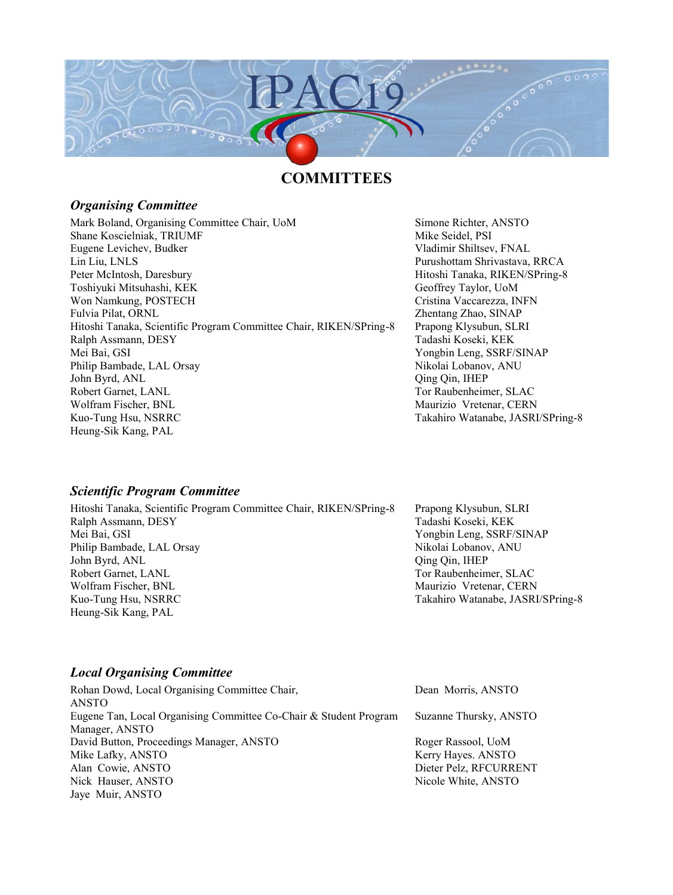# COMMITTEES

## *Organising Committee*

Mark Boland, Organising Committee Chair, UoM
Shane Koscielniak, TRIUMF
Eugene Levichev, Budker
Lin Liu, LNLS
Peter McIntosh, Daresbury
Toshiyuki Mitsuhashi, KEK
Won Namkung, POSTECH
Fulvia Pilat, ORNL
Hitoshi Tanaka, Scientific Program Committee Chair, RIKEN/SPring-8
Ralph Assmann, DESY
Mei Bai, GSI
Philip Bambade, LAL Orsay
John Byrd, ANL
Robert Garnet, LANL
Wolfram Fischer, BNL
Kuo-Tung Hsu, NSRRC
Heung-Sik Kang, PAL
Simone Richter, ANSTO
Mike Seidel, PSI
Vladimir Shiltsev, FNAL
Purushottam Shrivastava, RRCA
Hitoshi Tanaka, RIKEN/SPring-8
Geoffrey Taylor, UoM
Cristina Vaccarezza, INFN
Zhentang Zhao, SINAP
Prapong Klysubun, SLRI
Tadashi Koseki, KEK
Yongbin Leng, SSRF/SINAP
Nikolai Lobanov, ANU
Qing Qin, IHEP
Tor Raubenheimer, SLAC
Maurizio Vretenar, CERN
Takahiro Watanabe, JASRI/SPring-8

## *Scientific Program Committee*

Hitoshi Tanaka, Scientific Program Committee Chair, RIKEN/SPring-8
Ralph Assmann, DESY
Mei Bai, GSI
Philip Bambade, LAL Orsay
John Byrd, ANL
Robert Garnet, LANL
Wolfram Fischer, BNL
Kuo-Tung Hsu, NSRRC
Heung-Sik Kang, PAL
Prapong Klysubun, SLRI
Tadashi Koseki, KEK
Yongbin Leng, SSRF/SINAP
Nikolai Lobanov, ANU
Qing Qin, IHEP
Tor Raubenheimer, SLAC
Maurizio Vretenar, CERN
Takahiro Watanabe, JASRI/SPring-8

## *Local Organising Committee*

Rohan Dowd, Local Organising Committee Chair, ANSTO
Eugene Tan, Local Organising Committee Co-Chair & Student Program Manager, ANSTO
David Button, Proceedings Manager, ANSTO
Mike Lafky, ANSTO
Alan Cowie, ANSTO
Nick Hauser, ANSTO
Jaye Muir, ANSTO
Dean Morris, ANSTO
Suzanne Thursky, ANSTO
Roger Rassool, UoM
Kerry Hayes. ANSTO
Dieter Pelz, RFCURRENT
Nicole White, ANSTO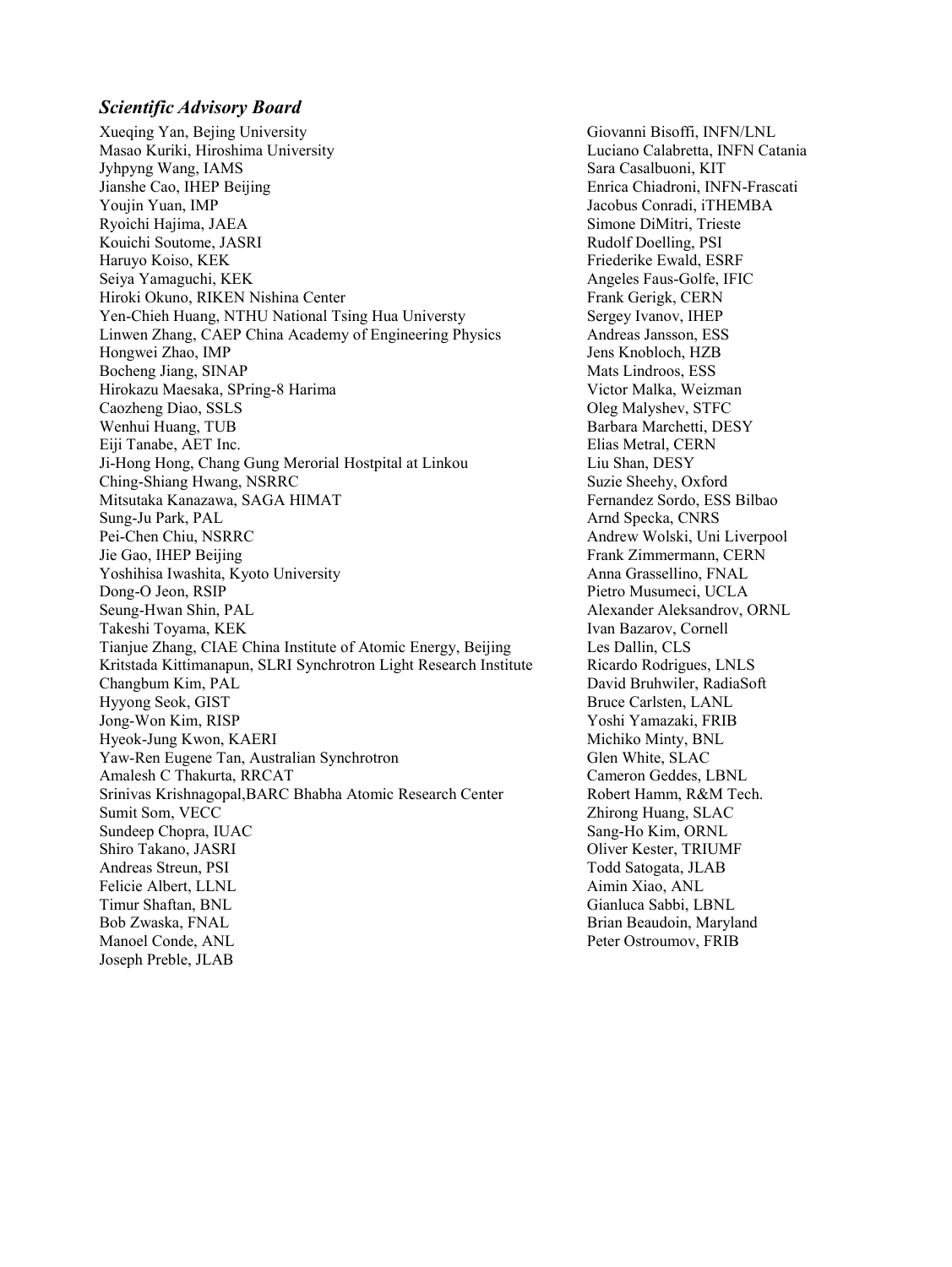### *Scientific Advisory Board*

Xueqing Yan, Bejing University
Masao Kuriki, Hiroshima University
Jyhpyng Wang, IAMS
Jianshe Cao, IHEP Beijing
Youjin Yuan, IMP
Ryoichi Hajima, JAEA
Kouichi Soutome, JASRI
Haruyo Koiso, KEK
Seiya Yamaguchi, KEK
Hiroki Okuno, RIKEN Nishina Center
Yen-Chieh Huang, NTHU National Tsing Hua Universty
Linwen Zhang, CAEP China Academy of Engineering Physics
Hongwei Zhao, IMP
Bocheng Jiang, SINAP
Hirokazu Maesaka, SPring-8 Harima
Caozheng Diao, SSLS
Wenhui Huang, TUB
Eiji Tanabe, AET Inc.
Ji-Hong Hong, Chang Gung Merorial Hostpital at Linkou
Ching-Shiang Hwang, NSRRC
Mitsutaka Kanazawa, SAGA HIMAT
Sung-Ju Park, PAL
Pei-Chen Chiu, NSRRC
Jie Gao, IHEP Beijing
Yoshihisa Iwashita, Kyoto University
Dong-O Jeon, RSIP
Seung-Hwan Shin, PAL
Takeshi Toyama, KEK
Tianjue Zhang, CIAE China Institute of Atomic Energy, Beijing
Kritstada Kittimanapun, SLRI Synchrotron Light Research Institute
Changbum Kim, PAL
Hyyong Seok, GIST
Jong-Won Kim, RISP
Hyeok-Jung Kwon, KAERI
Yaw-Ren Eugene Tan, Australian Synchrotron
Amalesh C Thakurta, RRCAT
Srinivas Krishnagopal,BARC Bhabha Atomic Research Center
Sumit Som, VECC
Sundeep Chopra, IUAC
Shiro Takano, JASRI
Andreas Streun, PSI
Felicie Albert, LLNL
Timur Shaftan, BNL
Bob Zwaska, FNAL
Manoel Conde, ANL
Joseph Preble, JLAB
Giovanni Bisoffi, INFN/LNL
Luciano Calabretta, INFN Catania
Sara Casalbuoni, KIT
Enrica Chiadroni, INFN-Frascati
Jacobus Conradi, iTHEMBA
Simone DiMitri, Trieste
Rudolf Doelling, PSI
Friederike Ewald, ESRF
Angeles Faus-Golfe, IFIC
Frank Gerigk, CERN
Sergey Ivanov, IHEP
Andreas Jansson, ESS
Jens Knobloch, HZB
Mats Lindroos, ESS
Victor Malka, Weizman
Oleg Malyshev, STFC
Barbara Marchetti, DESY
Elias Metral, CERN
Liu Shan, DESY
Suzie Sheehy, Oxford
Fernandez Sordo, ESS Bilbao
Arnd Specka, CNRS
Andrew Wolski, Uni Liverpool
Frank Zimmermann, CERN
Anna Grassellino, FNAL
Pietro Musumeci, UCLA
Alexander Aleksandrov, ORNL
Ivan Bazarov, Cornell
Les Dallin, CLS
Ricardo Rodrigues, LNLS
David Bruhwiler, RadiaSoft
Bruce Carlsten, LANL
Yoshi Yamazaki, FRIB
Michiko Minty, BNL
Glen White, SLAC
Cameron Geddes, LBNL
Robert Hamm, R&M Tech.
Zhirong Huang, SLAC
Sang-Ho Kim, ORNL
Oliver Kester, TRIUMF
Todd Satogata, JLAB
Aimin Xiao, ANL
Gianluca Sabbi, LBNL
Brian Beaudoin, Maryland
Peter Ostroumov, FRIB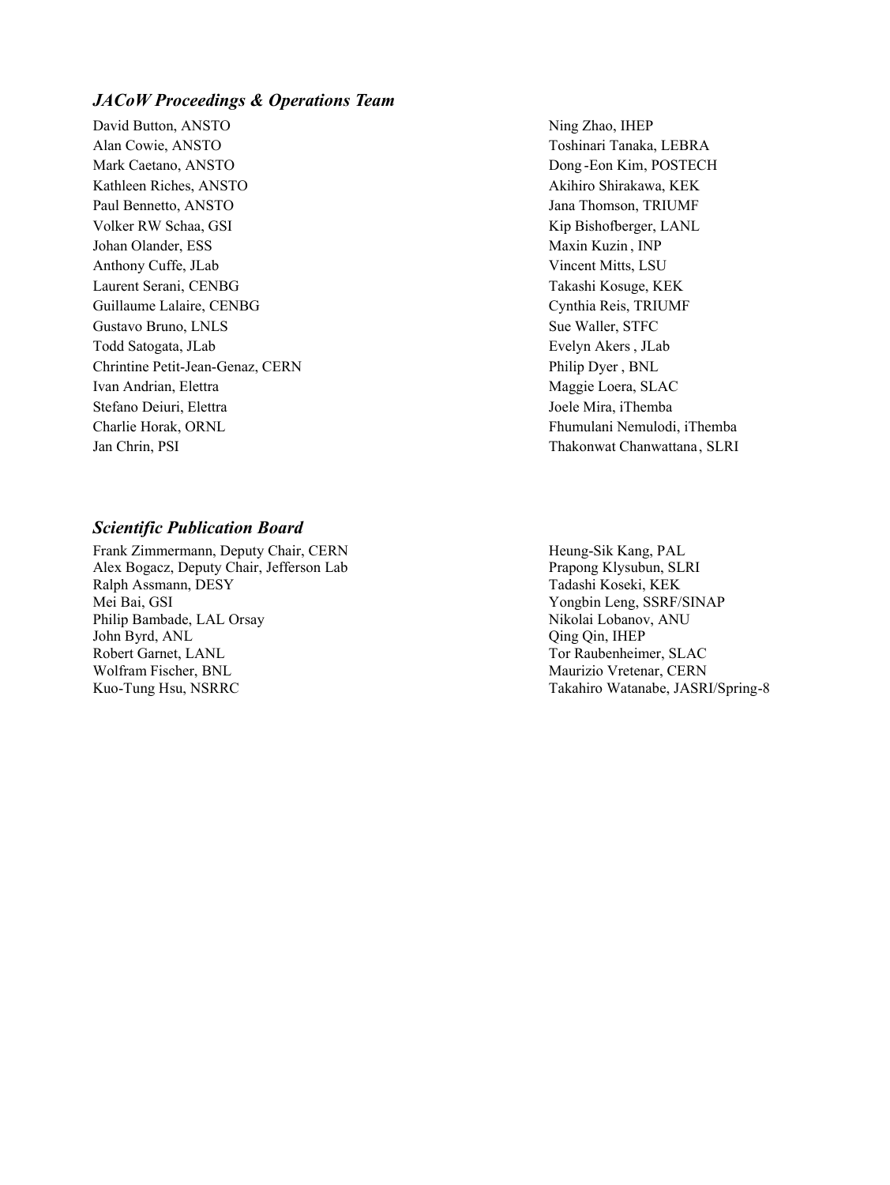### *JACoW Proceedings & Operations Team*

David Button, ANSTO
Alan Cowie, ANSTO
Mark Caetano, ANSTO
Kathleen Riches, ANSTO
Paul Bennetto, ANSTO
Volker RW Schaa, GSI
Johan Olander, ESS
Anthony Cuffe, JLab
Laurent Serani, CENBG
Guillaume Lalaire, CENBG
Gustavo Bruno, LNLS
Todd Satogata, JLab
Chrintine Petit-Jean-Genaz, CERN
Ivan Andrian, Elettra
Stefano Deiuri, Elettra
Charlie Horak, ORNL
Jan Chrin, PSI
Ning Zhao, IHEP
Toshinari Tanaka, LEBRA
Dong -Eon Kim, POSTECH
Akihiro Shirakawa, KEK
Jana Thomson, TRIUMF
Kip Bishofberger, LANL
Maxin Kuzin , INP
Vincent Mitts, LSU
Takashi Kosuge, KEK
Cynthia Reis, TRIUMF
Sue Waller, STFC
Evelyn Akers , JLab
Philip Dyer , BNL
Maggie Loera, SLAC
Joele Mira, iThemba
Fhumulani Nemulodi, iThemba
Thakonwat Chanwattana, SLRI

### *Scientific Publication Board*

Frank Zimmermann, Deputy Chair, CERN
Alex Bogacz, Deputy Chair, Jefferson Lab
Ralph Assmann, DESY
Mei Bai, GSI
Philip Bambade, LAL Orsay
John Byrd, ANL
Robert Garnet, LANL
Wolfram Fischer, BNL
Kuo-Tung Hsu, NSRRC
Heung-Sik Kang, PAL
Prapong Klysubun, SLRI
Tadashi Koseki, KEK
Yongbin Leng, SSRF/SINAP
Nikolai Lobanov, ANU
Qing Qin, IHEP
Tor Raubenheimer, SLAC
Maurizio Vretenar, CERN
Takahiro Watanabe, JASRI/Spring-8